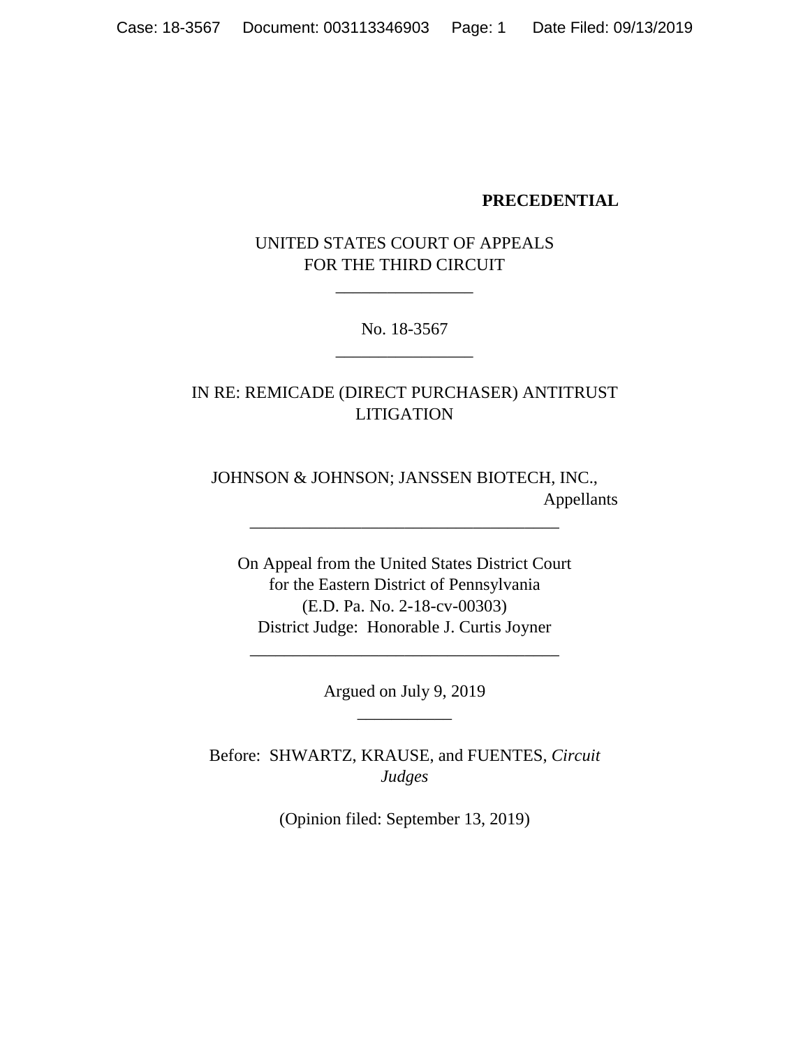**PRECEDENTIAL**

UNITED STATES COURT OF APPEALS
FOR THE THIRD CIRCUIT

\_\_\_\_\_\_\_\_\_\_\_\_\_\_\_\_

No. 18-3567

\_\_\_\_\_\_\_\_\_\_\_\_\_\_\_\_

IN RE: REMICADE (DIRECT PURCHASER) ANTITRUST LITIGATION

JOHNSON & JOHNSON; JANSSEN BIOTECH, INC.,
Appellants

\_\_\_\_\_\_\_\_\_\_\_\_\_\_\_\_\_\_\_\_\_\_\_\_\_\_\_\_\_\_\_\_\_\_\_\_

On Appeal from the United States District Court
for the Eastern District of Pennsylvania
(E.D. Pa. No. 2-18-cv-00303)
District Judge: Honorable J. Curtis Joyner

\_\_\_\_\_\_\_\_\_\_\_\_\_\_\_\_\_\_\_\_\_\_\_\_\_\_\_\_\_\_\_\_\_\_\_\_

Argued on July 9, 2019

\_\_\_\_\_\_\_\_\_\_\_

Before: SHWARTZ, KRAUSE, and FUENTES, *Circuit Judges*

(Opinion filed: September 13, 2019)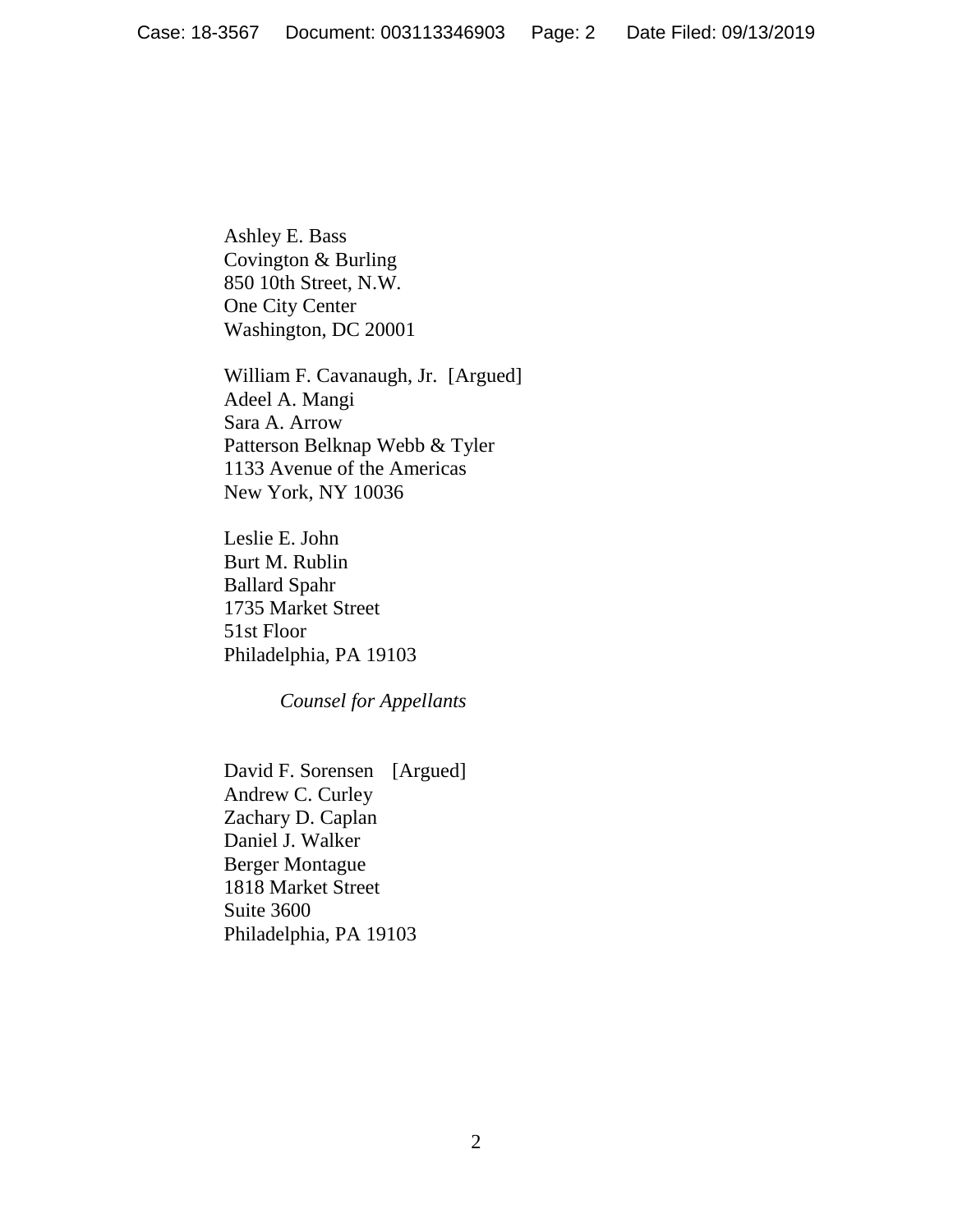Ashley E. Bass
Covington & Burling
850 10th Street, N.W.
One City Center
Washington, DC 20001

William F. Cavanaugh, Jr. [Argued]
Adeel A. Mangi
Sara A. Arrow
Patterson Belknap Webb & Tyler
1133 Avenue of the Americas
New York, NY 10036

Leslie E. John
Burt M. Rublin
Ballard Spahr
1735 Market Street
51st Floor
Philadelphia, PA 19103

*Counsel for Appellants*

David F. Sorensen [Argued]
Andrew C. Curley
Zachary D. Caplan
Daniel J. Walker
Berger Montague
1818 Market Street
Suite 3600
Philadelphia, PA 19103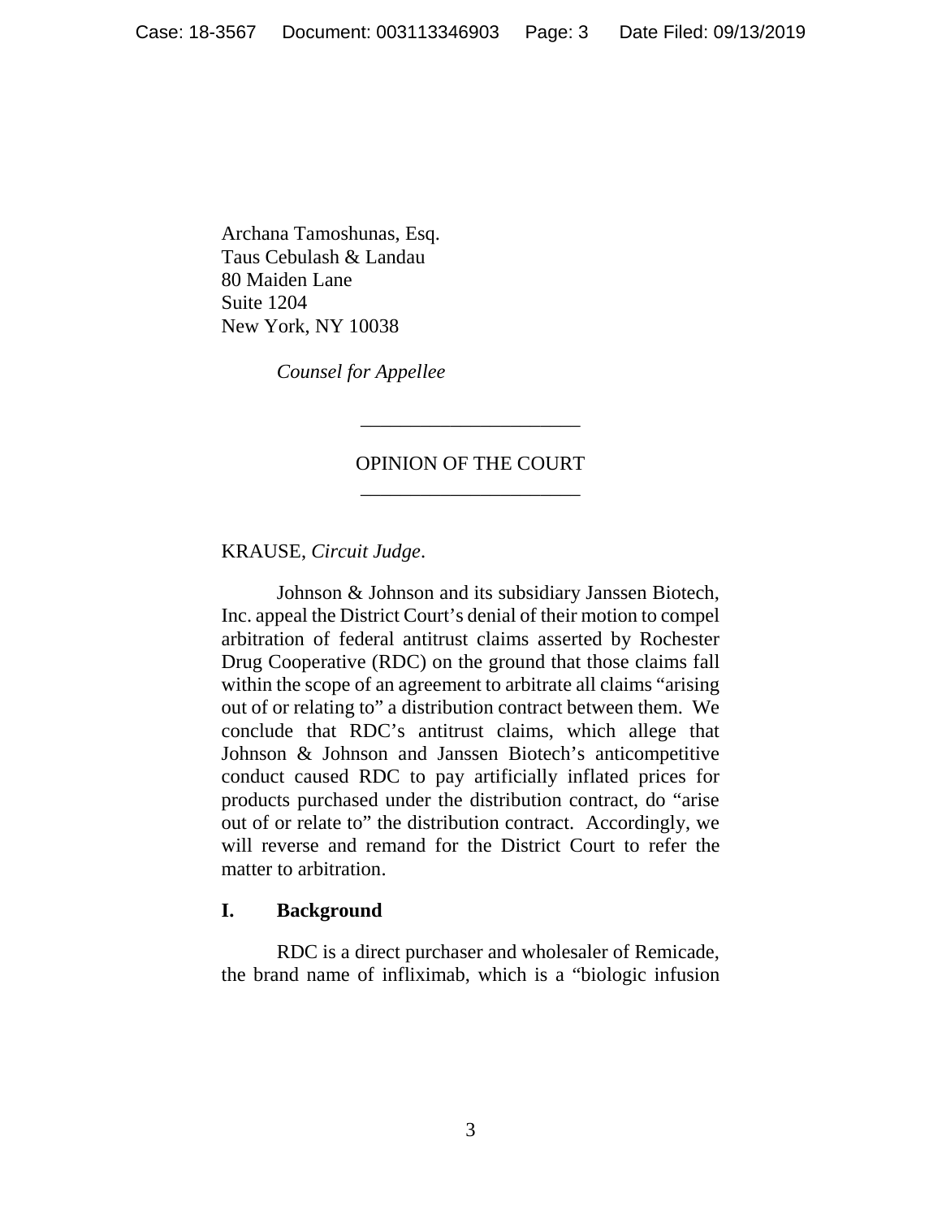Archana Tamoshunas, Esq.
Taus Cebulash & Landau
80 Maiden Lane
Suite 1204
New York, NY 10038

*Counsel for Appellee*

---

OPINION OF THE COURT

---

KRAUSE, *Circuit Judge*.

Johnson & Johnson and its subsidiary Janssen Biotech, Inc. appeal the District Court's denial of their motion to compel arbitration of federal antitrust claims asserted by Rochester Drug Cooperative (RDC) on the ground that those claims fall within the scope of an agreement to arbitrate all claims "arising out of or relating to" a distribution contract between them. We conclude that RDC's antitrust claims, which allege that Johnson & Johnson and Janssen Biotech's anticompetitive conduct caused RDC to pay artificially inflated prices for products purchased under the distribution contract, do "arise out of or relate to" the distribution contract. Accordingly, we will reverse and remand for the District Court to refer the matter to arbitration.

## I. Background

RDC is a direct purchaser and wholesaler of Remicade, the brand name of infliximab, which is a "biologic infusion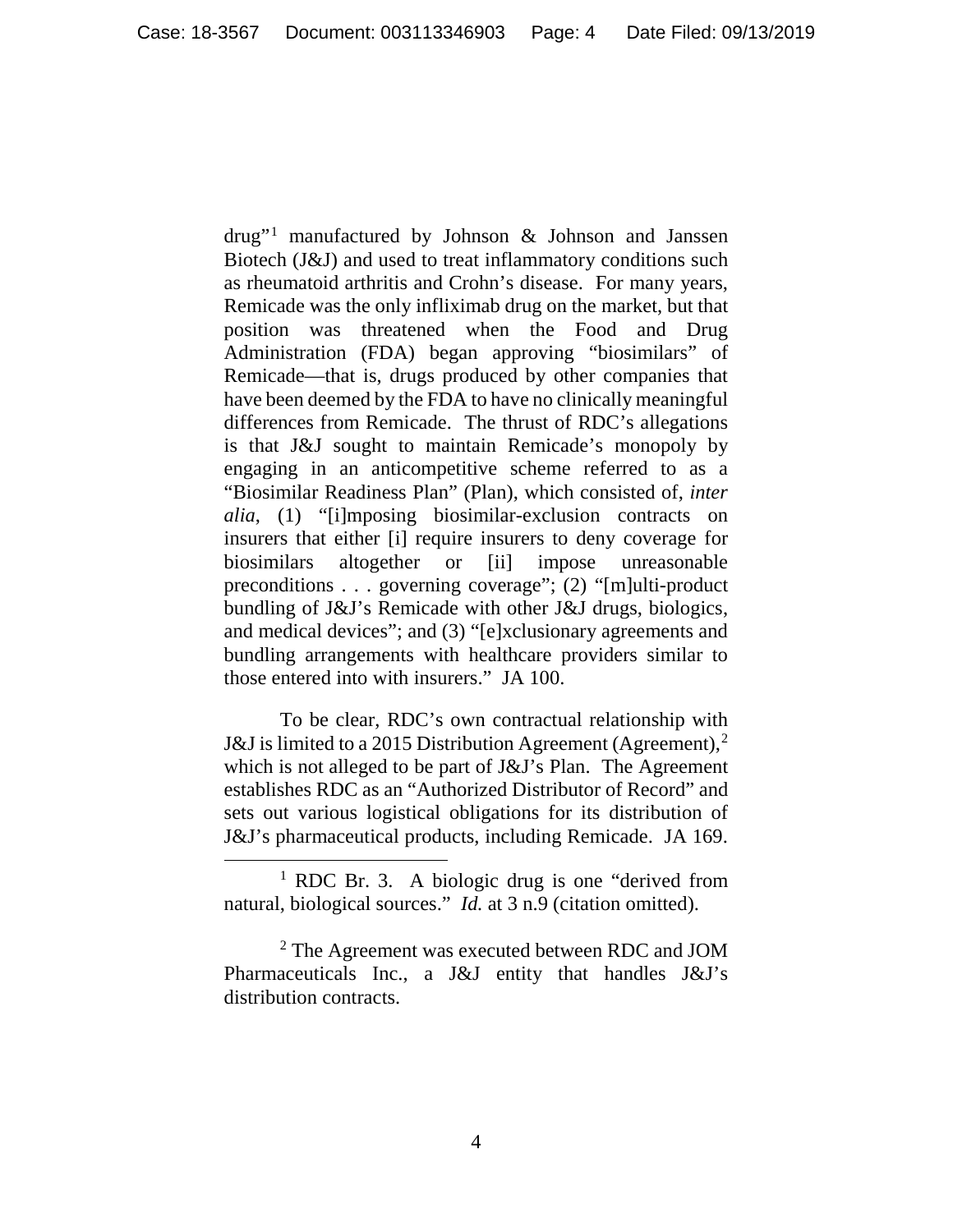drug"[1] manufactured by Johnson & Johnson and Janssen Biotech (J&J) and used to treat inflammatory conditions such as rheumatoid arthritis and Crohn's disease. For many years, Remicade was the only infliximab drug on the market, but that position was threatened when the Food and Drug Administration (FDA) began approving "biosimilars" of Remicade—that is, drugs produced by other companies that have been deemed by the FDA to have no clinically meaningful differences from Remicade. The thrust of RDC's allegations is that J&J sought to maintain Remicade's monopoly by engaging in an anticompetitive scheme referred to as a "Biosimilar Readiness Plan" (Plan), which consisted of, *inter alia*, (1) "[i]mposing biosimilar-exclusion contracts on insurers that either [i] require insurers to deny coverage for biosimilars altogether or [ii] impose unreasonable preconditions . . . governing coverage"; (2) "[m]ulti-product bundling of J&J's Remicade with other J&J drugs, biologics, and medical devices"; and (3) "[e]xclusionary agreements and bundling arrangements with healthcare providers similar to those entered into with insurers." JA 100.

To be clear, RDC's own contractual relationship with J&J is limited to a 2015 Distribution Agreement (Agreement),[2] which is not alleged to be part of J&J's Plan. The Agreement establishes RDC as an "Authorized Distributor of Record" and sets out various logistical obligations for its distribution of J&J's pharmaceutical products, including Remicade. JA 169.

[1] RDC Br. 3. A biologic drug is one "derived from natural, biological sources." *Id.* at 3 n.9 (citation omitted).

[2] The Agreement was executed between RDC and JOM Pharmaceuticals Inc., a J&J entity that handles J&J's distribution contracts.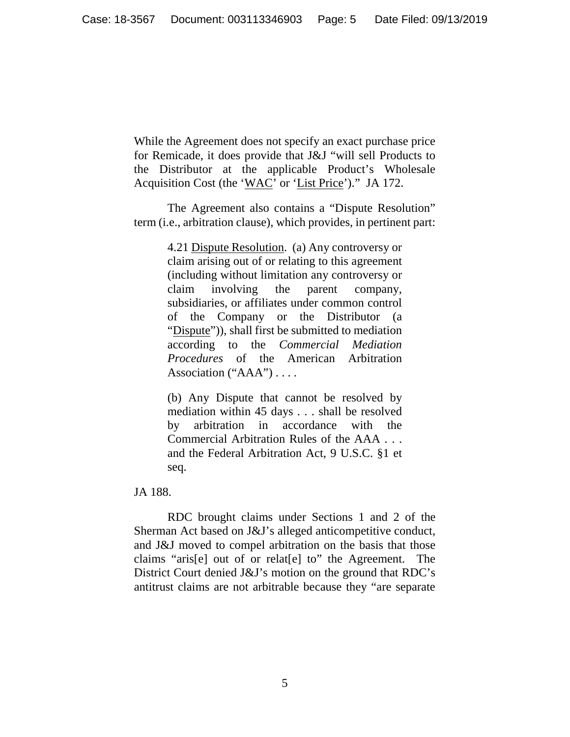While the Agreement does not specify an exact purchase price for Remicade, it does provide that J&J "will sell Products to the Distributor at the applicable Product's Wholesale Acquisition Cost (the '<u>WAC</u>' or '<u>List Price</u>')." JA 172.

The Agreement also contains a "Dispute Resolution" term (i.e., arbitration clause), which provides, in pertinent part:

> 4.21 <u>Dispute Resolution</u>. (a) Any controversy or claim arising out of or relating to this agreement (including without limitation any controversy or claim involving the parent company, subsidiaries, or affiliates under common control of the Company or the Distributor (a "<u>Dispute</u>")), shall first be submitted to mediation according to the *Commercial Mediation Procedures* of the American Arbitration Association ("AAA") . . . .
>
> (b) Any Dispute that cannot be resolved by mediation within 45 days . . . shall be resolved by arbitration in accordance with the Commercial Arbitration Rules of the AAA . . . and the Federal Arbitration Act, 9 U.S.C. §1 et seq.

JA 188.

RDC brought claims under Sections 1 and 2 of the Sherman Act based on J&J's alleged anticompetitive conduct, and J&J moved to compel arbitration on the basis that those claims "aris[e] out of or relat[e] to" the Agreement. The District Court denied J&J's motion on the ground that RDC's antitrust claims are not arbitrable because they "are separate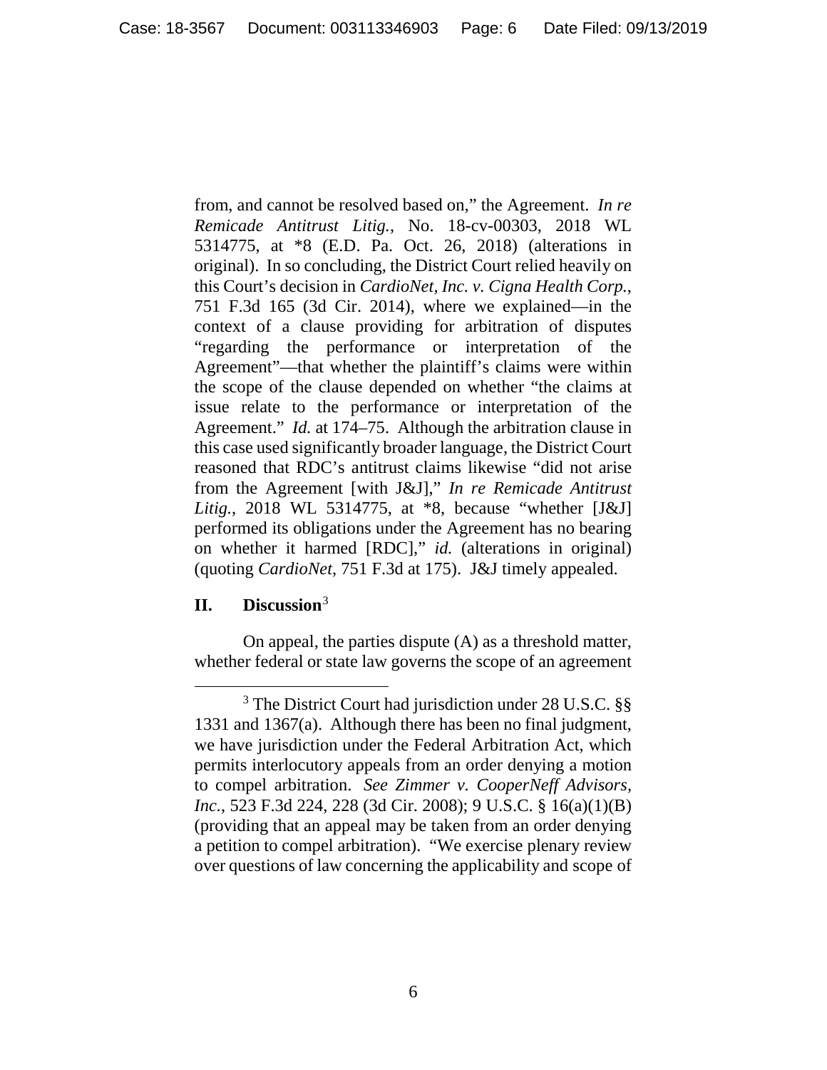from, and cannot be resolved based on," the Agreement. *In re Remicade Antitrust Litig.*, No. 18-cv-00303, 2018 WL 5314775, at *8 (E.D. Pa. Oct. 26, 2018) (alterations in original). In so concluding, the District Court relied heavily on this Court's decision in *CardioNet, Inc. v. Cigna Health Corp.*, 751 F.3d 165 (3d Cir. 2014), where we explained—in the context of a clause providing for arbitration of disputes "regarding the performance or interpretation of the Agreement"—that whether the plaintiff's claims were within the scope of the clause depended on whether "the claims at issue relate to the performance or interpretation of the Agreement." *Id.* at 174–75. Although the arbitration clause in this case used significantly broader language, the District Court reasoned that RDC's antitrust claims likewise "did not arise from the Agreement [with J&J]," *In re Remicade Antitrust Litig.*, 2018 WL 5314775, at *8, because "whether [J&J] performed its obligations under the Agreement has no bearing on whether it harmed [RDC]," *id.* (alterations in original) (quoting *CardioNet*, 751 F.3d at 175). J&J timely appealed.

## II. Discussion[3]

On appeal, the parties dispute (A) as a threshold matter, whether federal or state law governs the scope of an agreement

[3] The District Court had jurisdiction under 28 U.S.C. §§ 1331 and 1367(a). Although there has been no final judgment, we have jurisdiction under the Federal Arbitration Act, which permits interlocutory appeals from an order denying a motion to compel arbitration. *See Zimmer v. CooperNeff Advisors, Inc.*, 523 F.3d 224, 228 (3d Cir. 2008); 9 U.S.C. § 16(a)(1)(B) (providing that an appeal may be taken from an order denying a petition to compel arbitration). "We exercise plenary review over questions of law concerning the applicability and scope of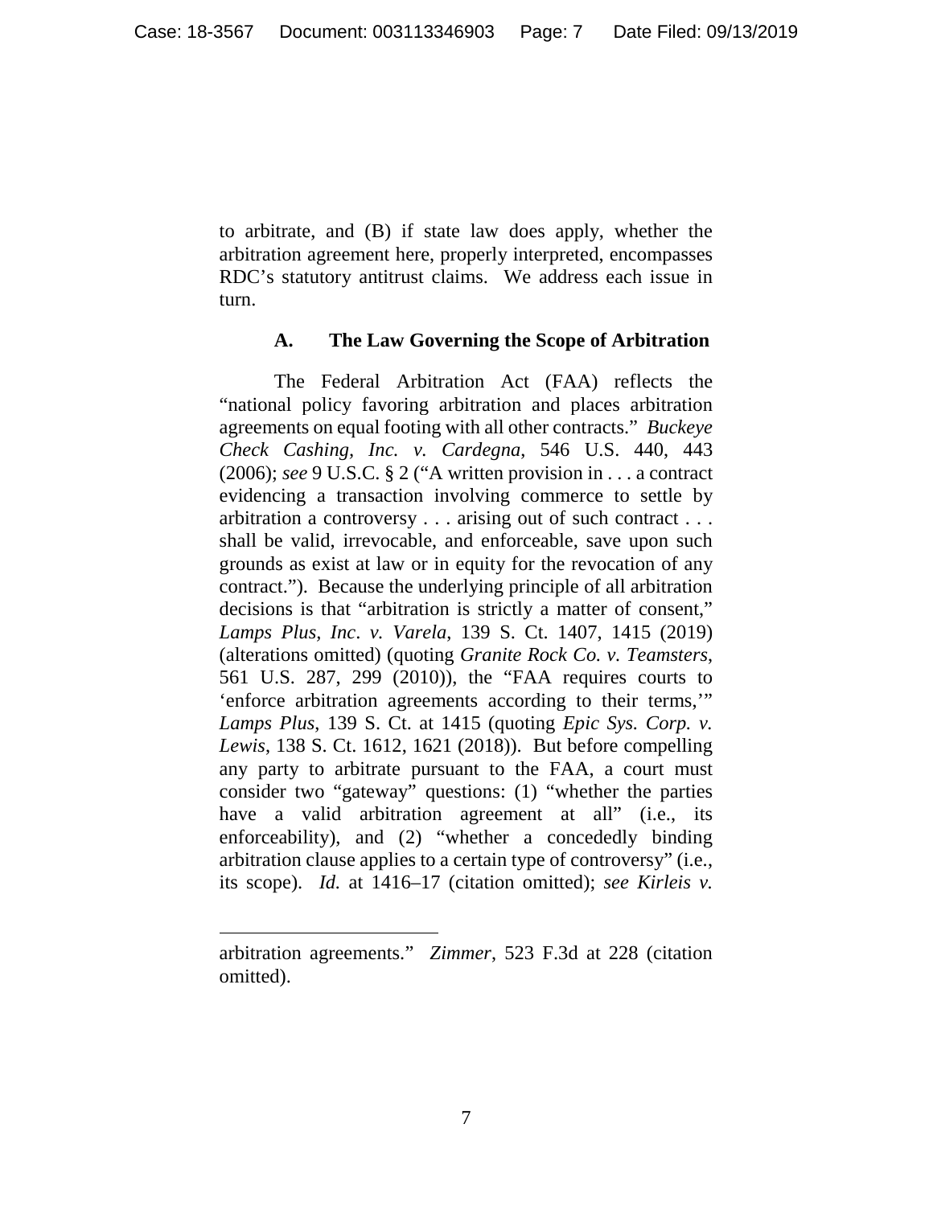to arbitrate, and (B) if state law does apply, whether the arbitration agreement here, properly interpreted, encompasses RDC's statutory antitrust claims. We address each issue in turn.

### A. The Law Governing the Scope of Arbitration

The Federal Arbitration Act (FAA) reflects the "national policy favoring arbitration and places arbitration agreements on equal footing with all other contracts." *Buckeye Check Cashing, Inc. v. Cardegna*, 546 U.S. 440, 443 (2006); *see* 9 U.S.C. § 2 ("A written provision in . . . a contract evidencing a transaction involving commerce to settle by arbitration a controversy . . . arising out of such contract . . . shall be valid, irrevocable, and enforceable, save upon such grounds as exist at law or in equity for the revocation of any contract."). Because the underlying principle of all arbitration decisions is that "arbitration is strictly a matter of consent," *Lamps Plus, Inc. v. Varela*, 139 S. Ct. 1407, 1415 (2019) (alterations omitted) (quoting *Granite Rock Co. v. Teamsters*, 561 U.S. 287, 299 (2010)), the "FAA requires courts to 'enforce arbitration agreements according to their terms,'" *Lamps Plus*, 139 S. Ct. at 1415 (quoting *Epic Sys. Corp. v. Lewis*, 138 S. Ct. 1612, 1621 (2018)). But before compelling any party to arbitrate pursuant to the FAA, a court must consider two "gateway" questions: (1) "whether the parties have a valid arbitration agreement at all" (i.e., its enforceability), and (2) "whether a concededly binding arbitration clause applies to a certain type of controversy" (i.e., its scope). *Id.* at 1416–17 (citation omitted); *see Kirleis v.*

---

arbitration agreements." *Zimmer*, 523 F.3d at 228 (citation omitted).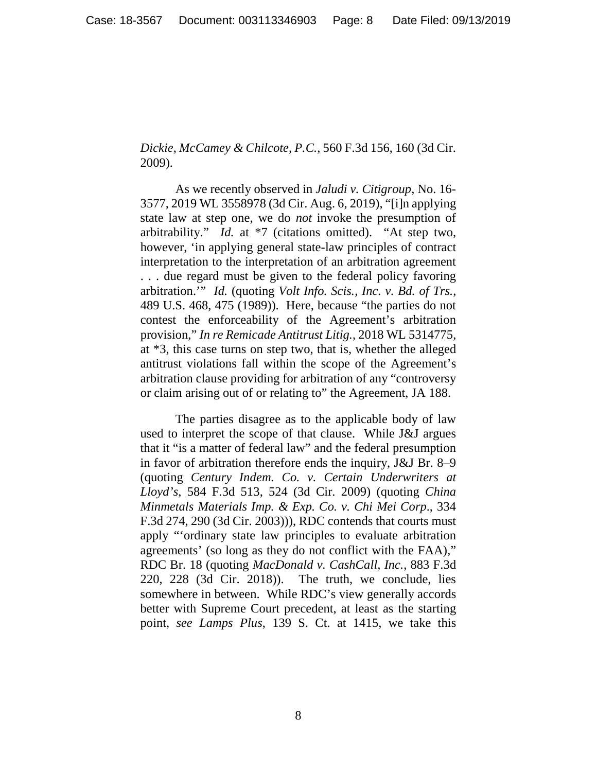*Dickie, McCamey & Chilcote, P.C.*, 560 F.3d 156, 160 (3d Cir. 2009).

As we recently observed in *Jaludi v. Citigroup*, No. 16-3577, 2019 WL 3558978 (3d Cir. Aug. 6, 2019), "[i]n applying state law at step one, we do *not* invoke the presumption of arbitrability." *Id.* at *7 (citations omitted). "At step two, however, 'in applying general state-law principles of contract interpretation to the interpretation of an arbitration agreement . . . due regard must be given to the federal policy favoring arbitration.'" *Id.* (quoting *Volt Info. Scis., Inc. v. Bd. of Trs.*, 489 U.S. 468, 475 (1989)). Here, because "the parties do not contest the enforceability of the Agreement's arbitration provision," *In re Remicade Antitrust Litig.*, 2018 WL 5314775, at *3, this case turns on step two, that is, whether the alleged antitrust violations fall within the scope of the Agreement's arbitration clause providing for arbitration of any "controversy or claim arising out of or relating to" the Agreement, JA 188.

The parties disagree as to the applicable body of law used to interpret the scope of that clause. While J&J argues that it "is a matter of federal law" and the federal presumption in favor of arbitration therefore ends the inquiry, J&J Br. 8–9 (quoting *Century Indem. Co. v. Certain Underwriters at Lloyd's*, 584 F.3d 513, 524 (3d Cir. 2009) (quoting *China Minmetals Materials Imp. & Exp. Co. v. Chi Mei Corp*., 334 F.3d 274, 290 (3d Cir. 2003))), RDC contends that courts must apply "'ordinary state law principles to evaluate arbitration agreements' (so long as they do not conflict with the FAA)," RDC Br. 18 (quoting *MacDonald v. CashCall, Inc.*, 883 F.3d 220, 228 (3d Cir. 2018)). The truth, we conclude, lies somewhere in between. While RDC's view generally accords better with Supreme Court precedent, at least as the starting point, *see Lamps Plus*, 139 S. Ct. at 1415, we take this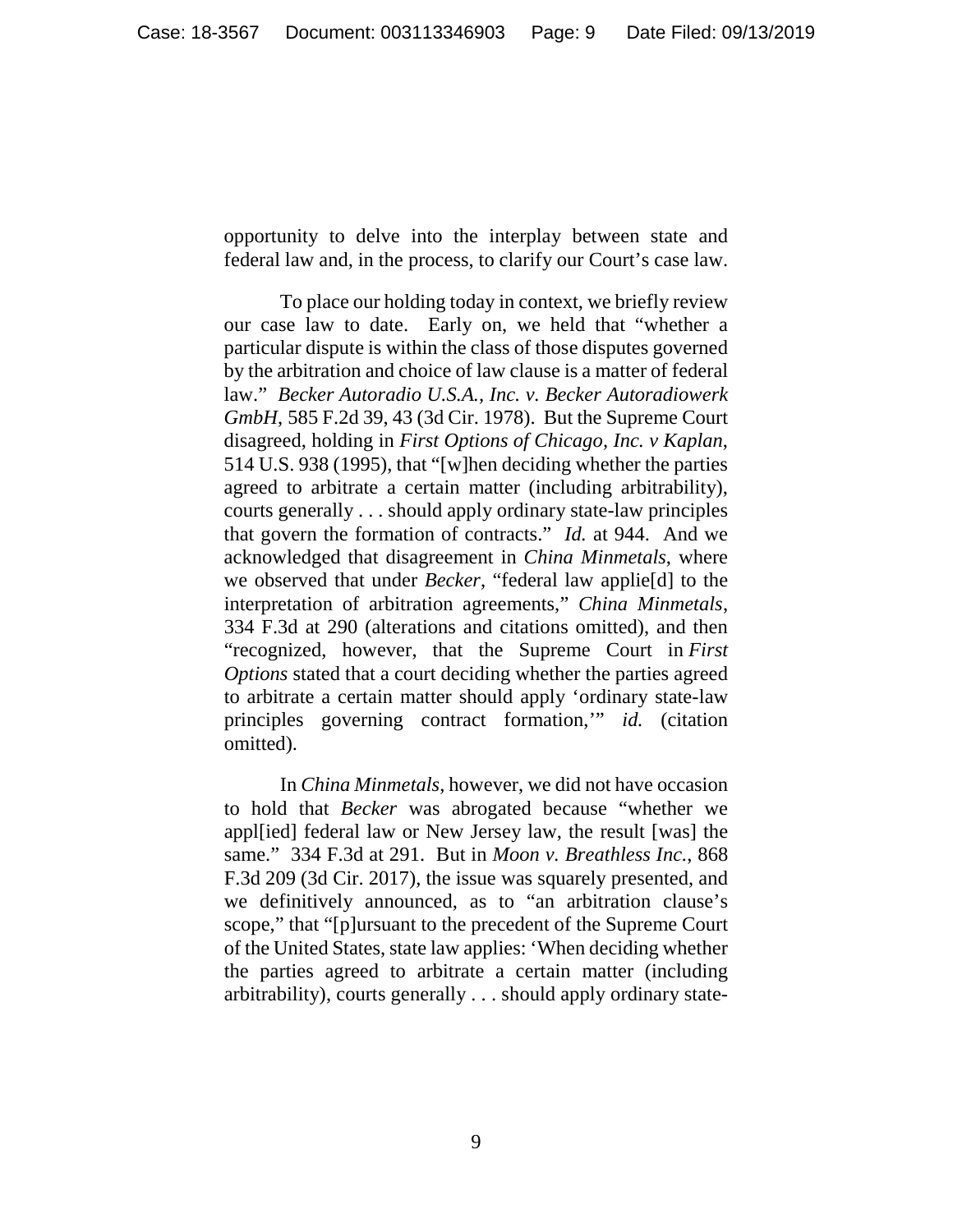opportunity to delve into the interplay between state and federal law and, in the process, to clarify our Court's case law.

To place our holding today in context, we briefly review our case law to date. Early on, we held that "whether a particular dispute is within the class of those disputes governed by the arbitration and choice of law clause is a matter of federal law." *Becker Autoradio U.S.A., Inc. v. Becker Autoradiowerk GmbH*, 585 F.2d 39, 43 (3d Cir. 1978). But the Supreme Court disagreed, holding in *First Options of Chicago, Inc. v Kaplan*, 514 U.S. 938 (1995), that "[w]hen deciding whether the parties agreed to arbitrate a certain matter (including arbitrability), courts generally . . . should apply ordinary state-law principles that govern the formation of contracts." *Id.* at 944. And we acknowledged that disagreement in *China Minmetals*, where we observed that under *Becker*, "federal law applie[d] to the interpretation of arbitration agreements," *China Minmetals*, 334 F.3d at 290 (alterations and citations omitted), and then "recognized, however, that the Supreme Court in *First Options* stated that a court deciding whether the parties agreed to arbitrate a certain matter should apply 'ordinary state-law principles governing contract formation,'" *id.* (citation omitted).

In *China Minmetals*, however, we did not have occasion to hold that *Becker* was abrogated because "whether we appl[ied] federal law or New Jersey law, the result [was] the same." 334 F.3d at 291. But in *Moon v. Breathless Inc.*, 868 F.3d 209 (3d Cir. 2017), the issue was squarely presented, and we definitively announced, as to "an arbitration clause's scope," that "[p]ursuant to the precedent of the Supreme Court of the United States, state law applies: 'When deciding whether the parties agreed to arbitrate a certain matter (including arbitrability), courts generally . . . should apply ordinary state-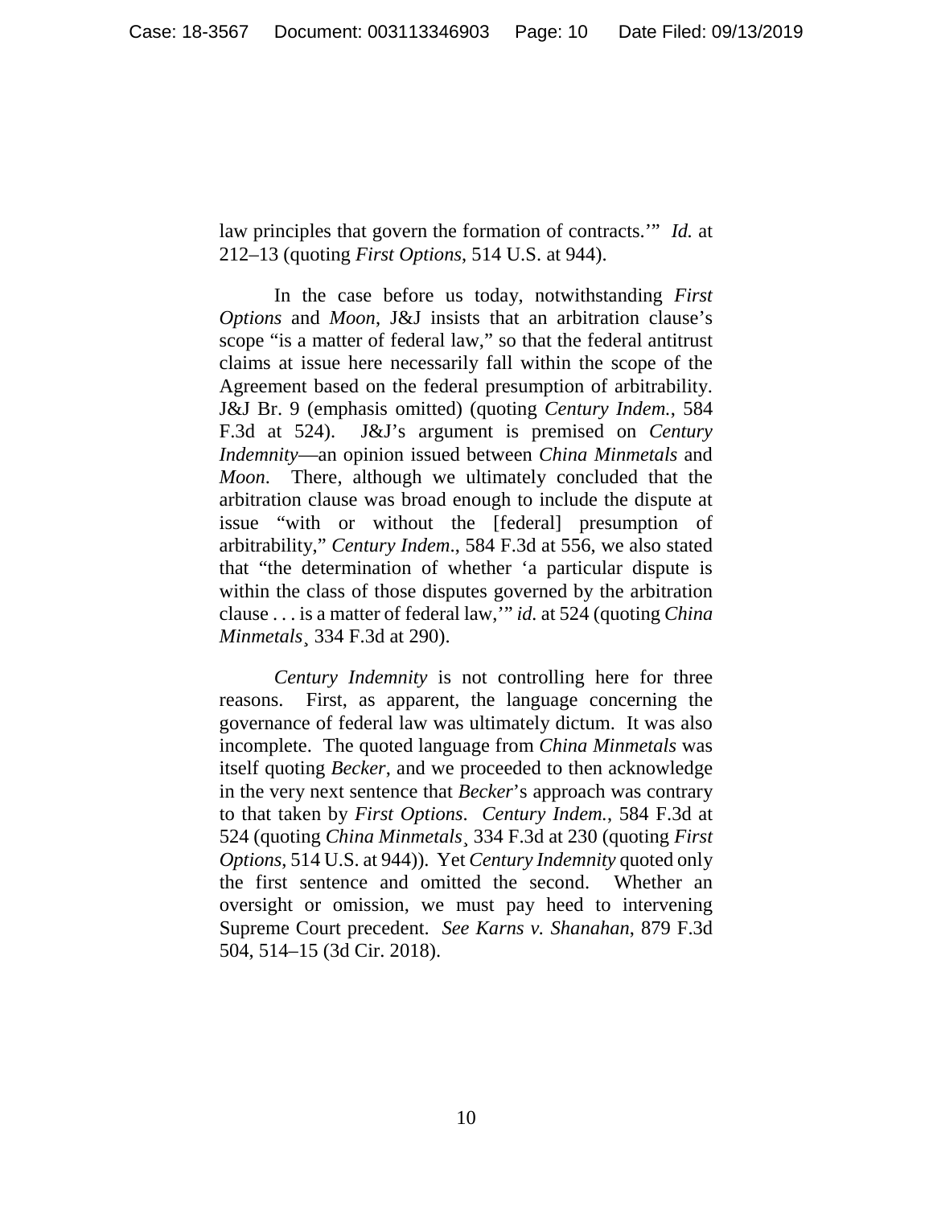law principles that govern the formation of contracts.'" *Id.* at 212–13 (quoting *First Options*, 514 U.S. at 944).

In the case before us today, notwithstanding *First Options* and *Moon*, J&J insists that an arbitration clause's scope "is a matter of federal law," so that the federal antitrust claims at issue here necessarily fall within the scope of the Agreement based on the federal presumption of arbitrability. J&J Br. 9 (emphasis omitted) (quoting *Century Indem.*, 584 F.3d at 524). J&J's argument is premised on *Century Indemnity*—an opinion issued between *China Minmetals* and *Moon*. There, although we ultimately concluded that the arbitration clause was broad enough to include the dispute at issue "with or without the [federal] presumption of arbitrability," *Century Indem*., 584 F.3d at 556, we also stated that "the determination of whether 'a particular dispute is within the class of those disputes governed by the arbitration clause . . . is a matter of federal law,'" *id.* at 524 (quoting *China Minmetals*¸ 334 F.3d at 290).

*Century Indemnity* is not controlling here for three reasons. First, as apparent, the language concerning the governance of federal law was ultimately dictum. It was also incomplete. The quoted language from *China Minmetals* was itself quoting *Becker*, and we proceeded to then acknowledge in the very next sentence that *Becker*'s approach was contrary to that taken by *First Options*. *Century Indem.*, 584 F.3d at 524 (quoting *China Minmetals*¸ 334 F.3d at 230 (quoting *First Options*, 514 U.S. at 944)). Yet *Century Indemnity* quoted only the first sentence and omitted the second. Whether an oversight or omission, we must pay heed to intervening Supreme Court precedent. *See Karns v. Shanahan*, 879 F.3d 504, 514–15 (3d Cir. 2018).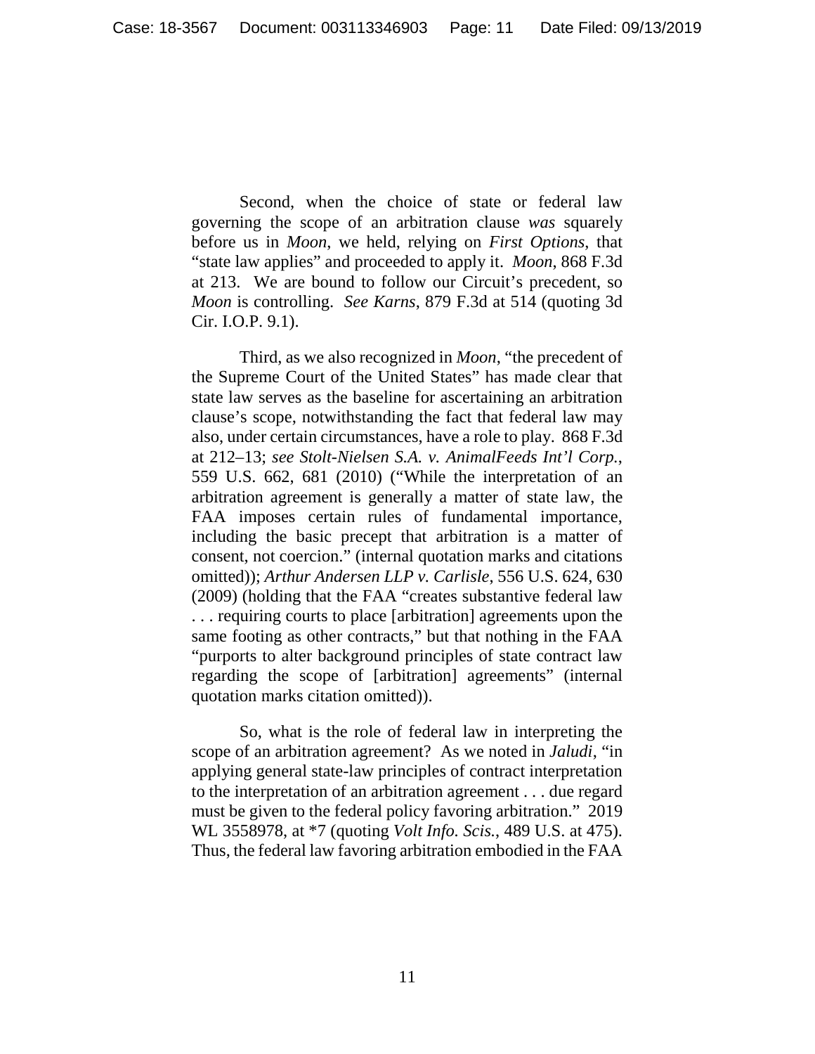Second, when the choice of state or federal law governing the scope of an arbitration clause *was* squarely before us in *Moon*, we held, relying on *First Options*, that "state law applies" and proceeded to apply it. *Moon*, 868 F.3d at 213. We are bound to follow our Circuit's precedent, so *Moon* is controlling. *See Karns*, 879 F.3d at 514 (quoting 3d Cir. I.O.P. 9.1).

Third, as we also recognized in *Moon*, "the precedent of the Supreme Court of the United States" has made clear that state law serves as the baseline for ascertaining an arbitration clause's scope, notwithstanding the fact that federal law may also, under certain circumstances, have a role to play. 868 F.3d at 212–13; *see Stolt-Nielsen S.A. v. AnimalFeeds Int'l Corp.*, 559 U.S. 662, 681 (2010) ("While the interpretation of an arbitration agreement is generally a matter of state law, the FAA imposes certain rules of fundamental importance, including the basic precept that arbitration is a matter of consent, not coercion." (internal quotation marks and citations omitted)); *Arthur Andersen LLP v. Carlisle*, 556 U.S. 624, 630 (2009) (holding that the FAA "creates substantive federal law . . . requiring courts to place [arbitration] agreements upon the same footing as other contracts," but that nothing in the FAA "purports to alter background principles of state contract law regarding the scope of [arbitration] agreements" (internal quotation marks citation omitted)).

So, what is the role of federal law in interpreting the scope of an arbitration agreement? As we noted in *Jaludi*, "in applying general state-law principles of contract interpretation to the interpretation of an arbitration agreement . . . due regard must be given to the federal policy favoring arbitration." 2019 WL 3558978, at *7 (quoting *Volt Info. Scis.*, 489 U.S. at 475). Thus, the federal law favoring arbitration embodied in the FAA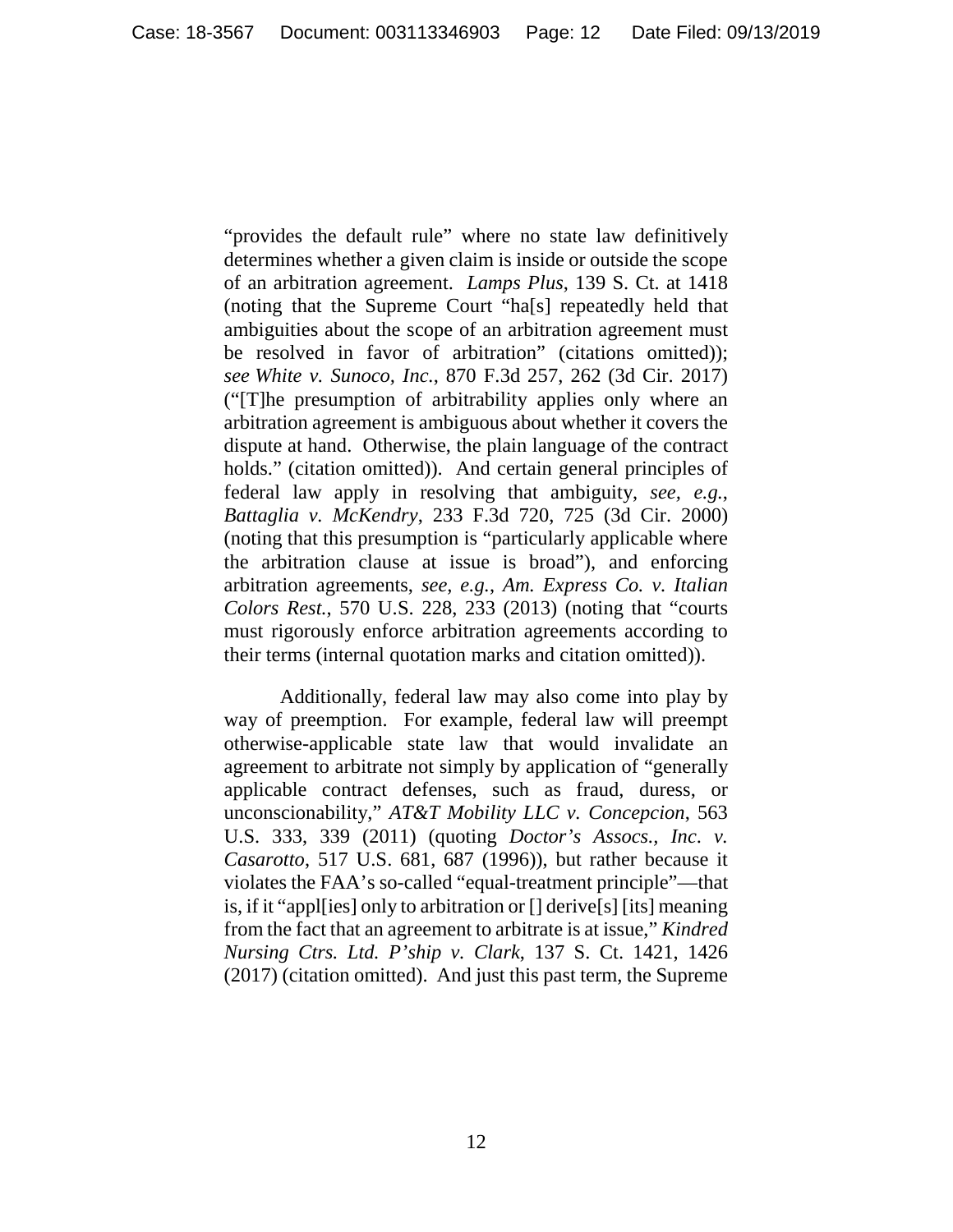"provides the default rule" where no state law definitively determines whether a given claim is inside or outside the scope of an arbitration agreement. *Lamps Plus*, 139 S. Ct. at 1418 (noting that the Supreme Court "ha[s] repeatedly held that ambiguities about the scope of an arbitration agreement must be resolved in favor of arbitration" (citations omitted)); *see White v. Sunoco, Inc.*, 870 F.3d 257, 262 (3d Cir. 2017) ("[T]he presumption of arbitrability applies only where an arbitration agreement is ambiguous about whether it covers the dispute at hand. Otherwise, the plain language of the contract holds." (citation omitted)). And certain general principles of federal law apply in resolving that ambiguity, *see, e.g.*, *Battaglia v. McKendry*, 233 F.3d 720, 725 (3d Cir. 2000) (noting that this presumption is "particularly applicable where the arbitration clause at issue is broad"), and enforcing arbitration agreements, *see, e.g.*, *Am. Express Co. v. Italian Colors Rest.*, 570 U.S. 228, 233 (2013) (noting that "courts must rigorously enforce arbitration agreements according to their terms (internal quotation marks and citation omitted)).

Additionally, federal law may also come into play by way of preemption. For example, federal law will preempt otherwise-applicable state law that would invalidate an agreement to arbitrate not simply by application of "generally applicable contract defenses, such as fraud, duress, or unconscionability," *AT&T Mobility LLC v. Concepcion*, 563 U.S. 333, 339 (2011) (quoting *Doctor's Assocs., Inc. v. Casarotto*, 517 U.S. 681, 687 (1996)), but rather because it violates the FAA's so-called "equal-treatment principle"—that is, if it "appl[ies] only to arbitration or [] derive[s] [its] meaning from the fact that an agreement to arbitrate is at issue," *Kindred Nursing Ctrs. Ltd. P'ship v. Clark*, 137 S. Ct. 1421, 1426 (2017) (citation omitted). And just this past term, the Supreme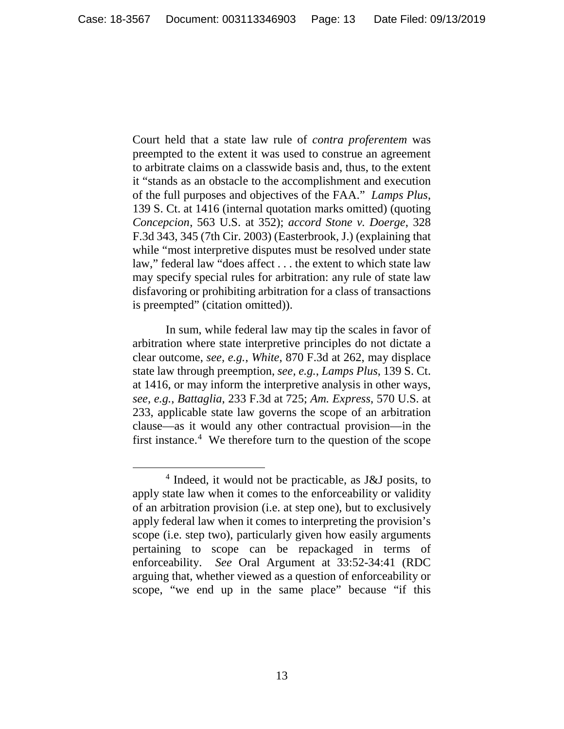Court held that a state law rule of *contra proferentem* was preempted to the extent it was used to construe an agreement to arbitrate claims on a classwide basis and, thus, to the extent it "stands as an obstacle to the accomplishment and execution of the full purposes and objectives of the FAA." *Lamps Plus*, 139 S. Ct. at 1416 (internal quotation marks omitted) (quoting *Concepcion*, 563 U.S. at 352); *accord Stone v. Doerge*, 328 F.3d 343, 345 (7th Cir. 2003) (Easterbrook, J.) (explaining that while "most interpretive disputes must be resolved under state law," federal law "does affect . . . the extent to which state law may specify special rules for arbitration: any rule of state law disfavoring or prohibiting arbitration for a class of transactions is preempted" (citation omitted)).

In sum, while federal law may tip the scales in favor of arbitration where state interpretive principles do not dictate a clear outcome, *see, e.g.*, *White*, 870 F.3d at 262, may displace state law through preemption, *see, e.g.*, *Lamps Plus*, 139 S. Ct. at 1416, or may inform the interpretive analysis in other ways, *see, e.g.*, *Battaglia*, 233 F.3d at 725; *Am. Express*, 570 U.S. at 233, applicable state law governs the scope of an arbitration clause—as it would any other contractual provision—in the first instance.[4] We therefore turn to the question of the scope

[4] Indeed, it would not be practicable, as J&J posits, to apply state law when it comes to the enforceability or validity of an arbitration provision (i.e. at step one), but to exclusively apply federal law when it comes to interpreting the provision's scope (i.e. step two), particularly given how easily arguments pertaining to scope can be repackaged in terms of enforceability. *See* Oral Argument at 33:52-34:41 (RDC arguing that, whether viewed as a question of enforceability or scope, "we end up in the same place" because "if this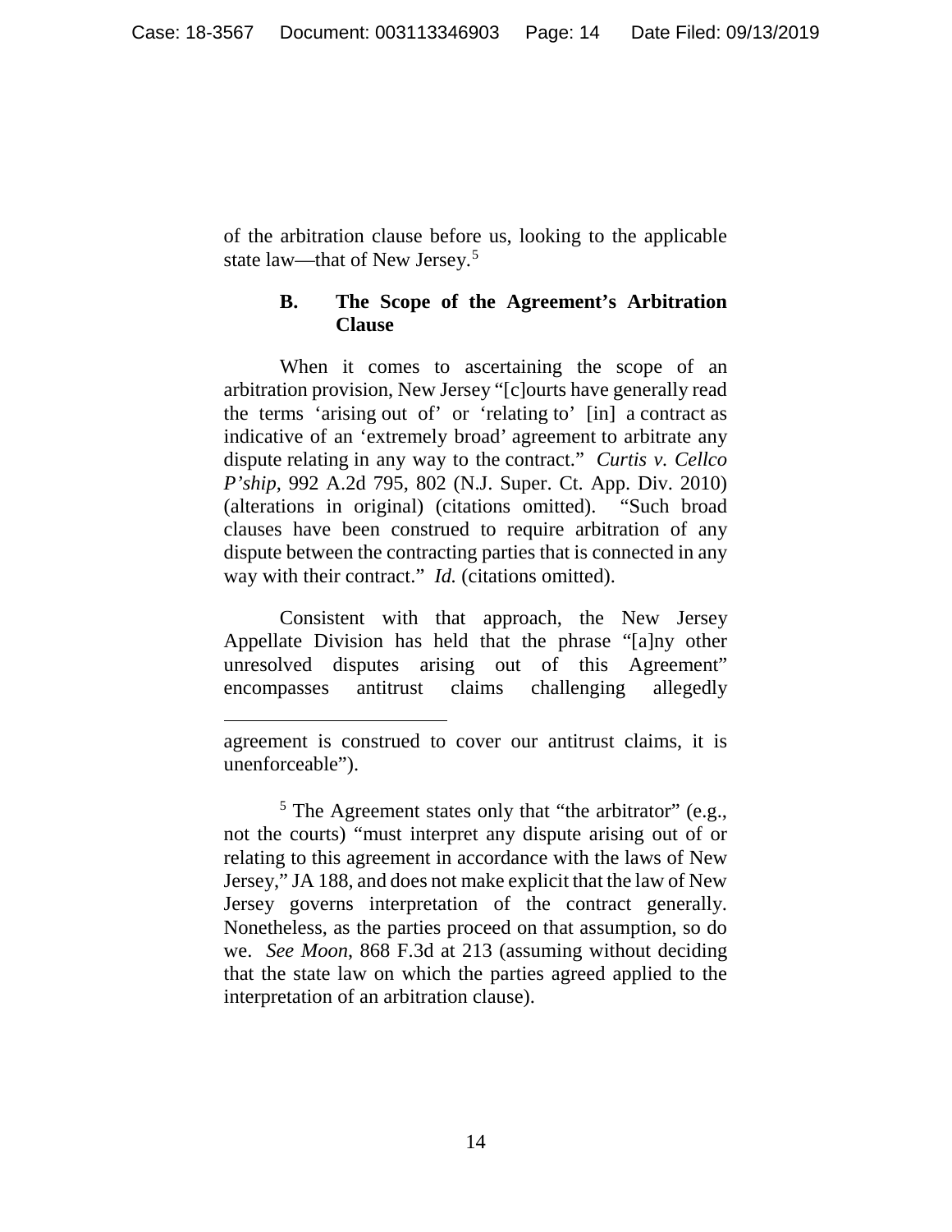of the arbitration clause before us, looking to the applicable state law—that of New Jersey.[5]

### B. The Scope of the Agreement's Arbitration Clause

When it comes to ascertaining the scope of an arbitration provision, New Jersey "[c]ourts have generally read the terms 'arising out of' or 'relating to' [in] a contract as indicative of an 'extremely broad' agreement to arbitrate any dispute relating in any way to the contract." *Curtis v. Cellco P'ship*, 992 A.2d 795, 802 (N.J. Super. Ct. App. Div. 2010) (alterations in original) (citations omitted). "Such broad clauses have been construed to require arbitration of any dispute between the contracting parties that is connected in any way with their contract." *Id.* (citations omitted).

Consistent with that approach, the New Jersey Appellate Division has held that the phrase "[a]ny other unresolved disputes arising out of this Agreement" encompasses antitrust claims challenging allegedly

---

agreement is construed to cover our antitrust claims, it is unenforceable").

[5] The Agreement states only that "the arbitrator" (e.g., not the courts) "must interpret any dispute arising out of or relating to this agreement in accordance with the laws of New Jersey," JA 188, and does not make explicit that the law of New Jersey governs interpretation of the contract generally. Nonetheless, as the parties proceed on that assumption, so do we. *See Moon*, 868 F.3d at 213 (assuming without deciding that the state law on which the parties agreed applied to the interpretation of an arbitration clause).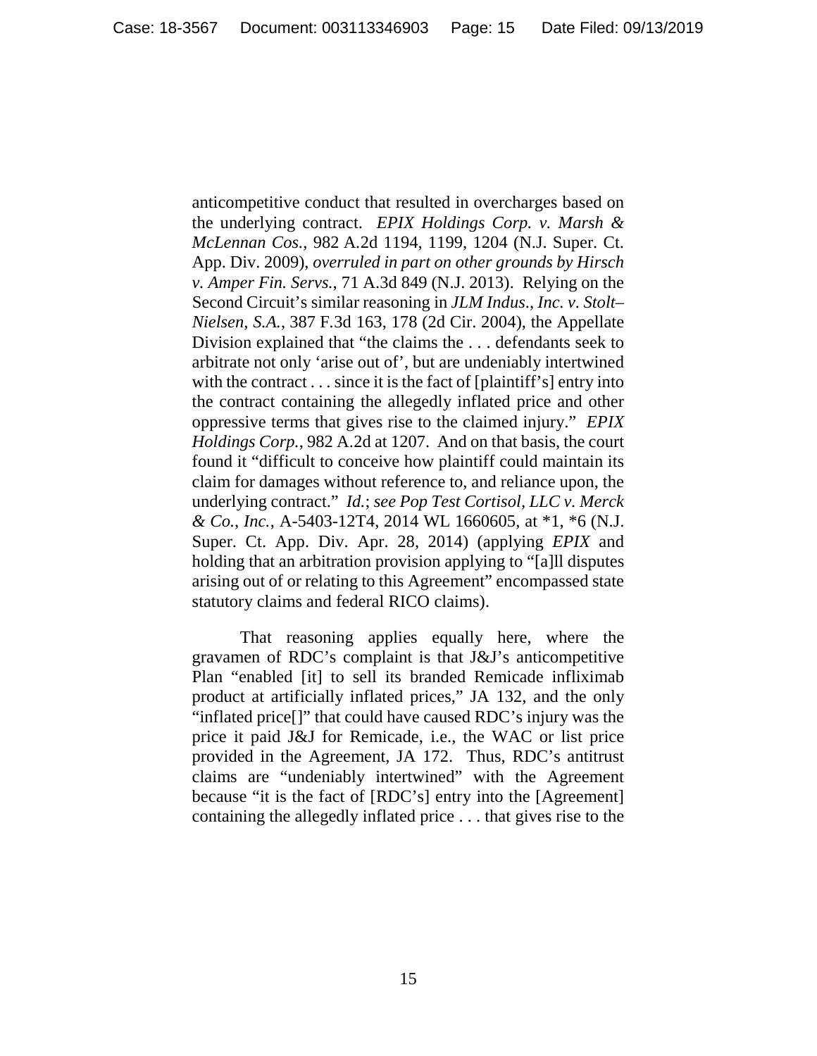anticompetitive conduct that resulted in overcharges based on the underlying contract. *EPIX Holdings Corp. v. Marsh & McLennan Cos.*, 982 A.2d 1194, 1199, 1204 (N.J. Super. Ct. App. Div. 2009), *overruled in part on other grounds by Hirsch v. Amper Fin. Servs.*, 71 A.3d 849 (N.J. 2013). Relying on the Second Circuit's similar reasoning in *JLM Indus*., *Inc. v. Stolt–Nielsen, S.A.*, 387 F.3d 163, 178 (2d Cir. 2004), the Appellate Division explained that "the claims the . . . defendants seek to arbitrate not only 'arise out of', but are undeniably intertwined with the contract . . . since it is the fact of [plaintiff's] entry into the contract containing the allegedly inflated price and other oppressive terms that gives rise to the claimed injury." *EPIX Holdings Corp.*, 982 A.2d at 1207. And on that basis, the court found it "difficult to conceive how plaintiff could maintain its claim for damages without reference to, and reliance upon, the underlying contract." *Id.*; *see Pop Test Cortisol, LLC v. Merck & Co., Inc.*, A-5403-12T4, 2014 WL 1660605, at *1, *6 (N.J. Super. Ct. App. Div. Apr. 28, 2014) (applying *EPIX* and holding that an arbitration provision applying to "[a]ll disputes arising out of or relating to this Agreement" encompassed state statutory claims and federal RICO claims).

That reasoning applies equally here, where the gravamen of RDC's complaint is that J&J's anticompetitive Plan "enabled [it] to sell its branded Remicade infliximab product at artificially inflated prices," JA 132, and the only "inflated price[]" that could have caused RDC's injury was the price it paid J&J for Remicade, i.e., the WAC or list price provided in the Agreement, JA 172. Thus, RDC's antitrust claims are "undeniably intertwined" with the Agreement because "it is the fact of [RDC's] entry into the [Agreement] containing the allegedly inflated price . . . that gives rise to the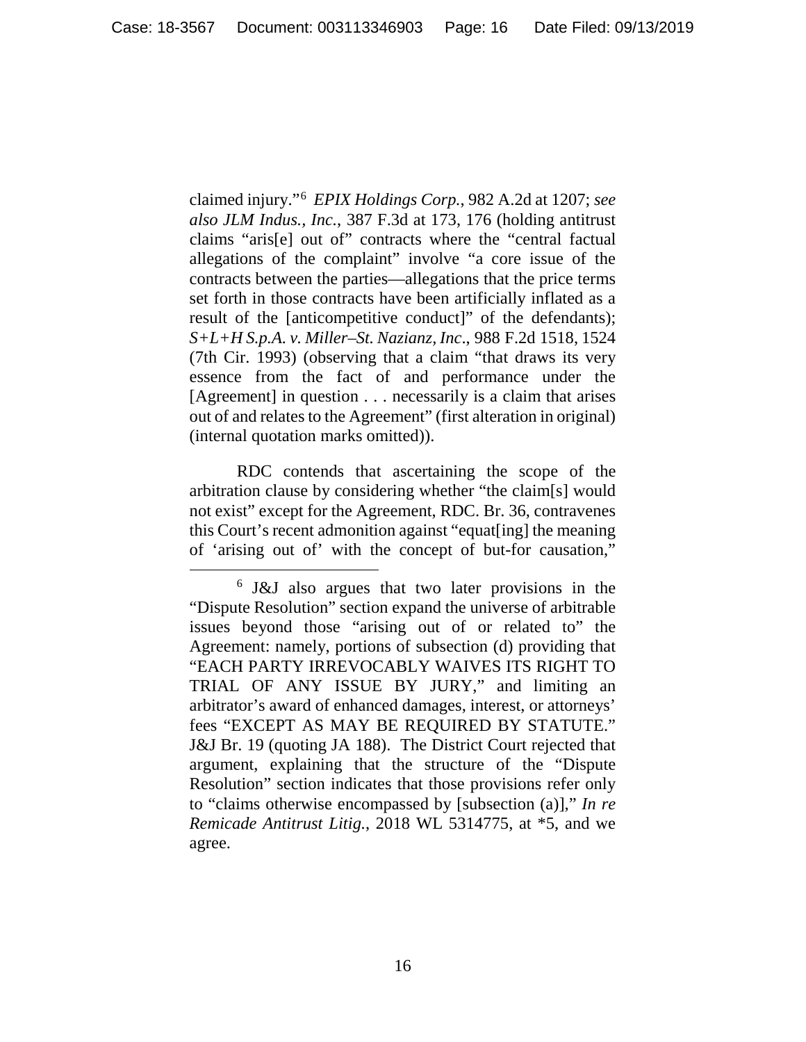claimed injury."[6] *EPIX Holdings Corp.*, 982 A.2d at 1207; *see also JLM Indus., Inc.*, 387 F.3d at 173, 176 (holding antitrust claims "aris[e] out of" contracts where the "central factual allegations of the complaint" involve "a core issue of the contracts between the parties—allegations that the price terms set forth in those contracts have been artificially inflated as a result of the [anticompetitive conduct]" of the defendants); *S+L+H S.p.A. v. Miller–St. Nazianz, Inc.*, 988 F.2d 1518, 1524 (7th Cir. 1993) (observing that a claim "that draws its very essence from the fact of and performance under the [Agreement] in question . . . necessarily is a claim that arises out of and relates to the Agreement" (first alteration in original) (internal quotation marks omitted)).

RDC contends that ascertaining the scope of the arbitration clause by considering whether "the claim[s] would not exist" except for the Agreement, RDC. Br. 36, contravenes this Court's recent admonition against "equat[ing] the meaning of 'arising out of' with the concept of but-for causation,"

[6] J&J also argues that two later provisions in the "Dispute Resolution" section expand the universe of arbitrable issues beyond those "arising out of or related to" the Agreement: namely, portions of subsection (d) providing that "EACH PARTY IRREVOCABLY WAIVES ITS RIGHT TO TRIAL OF ANY ISSUE BY JURY," and limiting an arbitrator's award of enhanced damages, interest, or attorneys' fees "EXCEPT AS MAY BE REQUIRED BY STATUTE." J&J Br. 19 (quoting JA 188). The District Court rejected that argument, explaining that the structure of the "Dispute Resolution" section indicates that those provisions refer only to "claims otherwise encompassed by [subsection (a)]," *In re Remicade Antitrust Litig.*, 2018 WL 5314775, at *5, and we agree.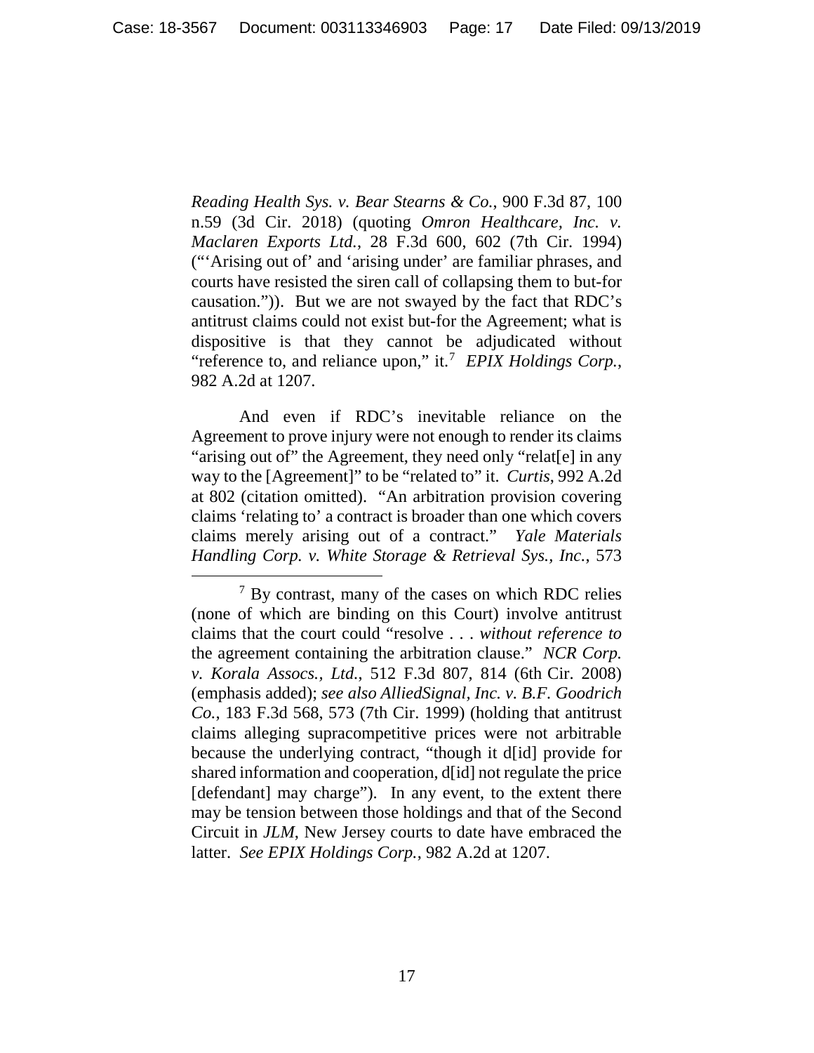*Reading Health Sys. v. Bear Stearns & Co.*, 900 F.3d 87, 100 n.59 (3d Cir. 2018) (quoting *Omron Healthcare, Inc. v. Maclaren Exports Ltd.*, 28 F.3d 600, 602 (7th Cir. 1994) ("'Arising out of' and 'arising under' are familiar phrases, and courts have resisted the siren call of collapsing them to but-for causation.")). But we are not swayed by the fact that RDC's antitrust claims could not exist but-for the Agreement; what is dispositive is that they cannot be adjudicated without "reference to, and reliance upon," it.[7] *EPIX Holdings Corp.*, 982 A.2d at 1207.

And even if RDC's inevitable reliance on the Agreement to prove injury were not enough to render its claims "arising out of" the Agreement, they need only "relat[e] in any way to the [Agreement]" to be "related to" it. *Curtis*, 992 A.2d at 802 (citation omitted). "An arbitration provision covering claims 'relating to' a contract is broader than one which covers claims merely arising out of a contract." *Yale Materials Handling Corp. v. White Storage & Retrieval Sys., Inc.*, 573

---

[7] By contrast, many of the cases on which RDC relies (none of which are binding on this Court) involve antitrust claims that the court could "resolve . . . *without reference to* the agreement containing the arbitration clause." *NCR Corp. v. Korala Assocs., Ltd.*, 512 F.3d 807, 814 (6th Cir. 2008) (emphasis added); *see also AlliedSignal, Inc. v. B.F. Goodrich Co.*, 183 F.3d 568, 573 (7th Cir. 1999) (holding that antitrust claims alleging supracompetitive prices were not arbitrable because the underlying contract, "though it d[id] provide for shared information and cooperation, d[id] not regulate the price [defendant] may charge"). In any event, to the extent there may be tension between those holdings and that of the Second Circuit in *JLM*, New Jersey courts to date have embraced the latter. *See EPIX Holdings Corp.*, 982 A.2d at 1207.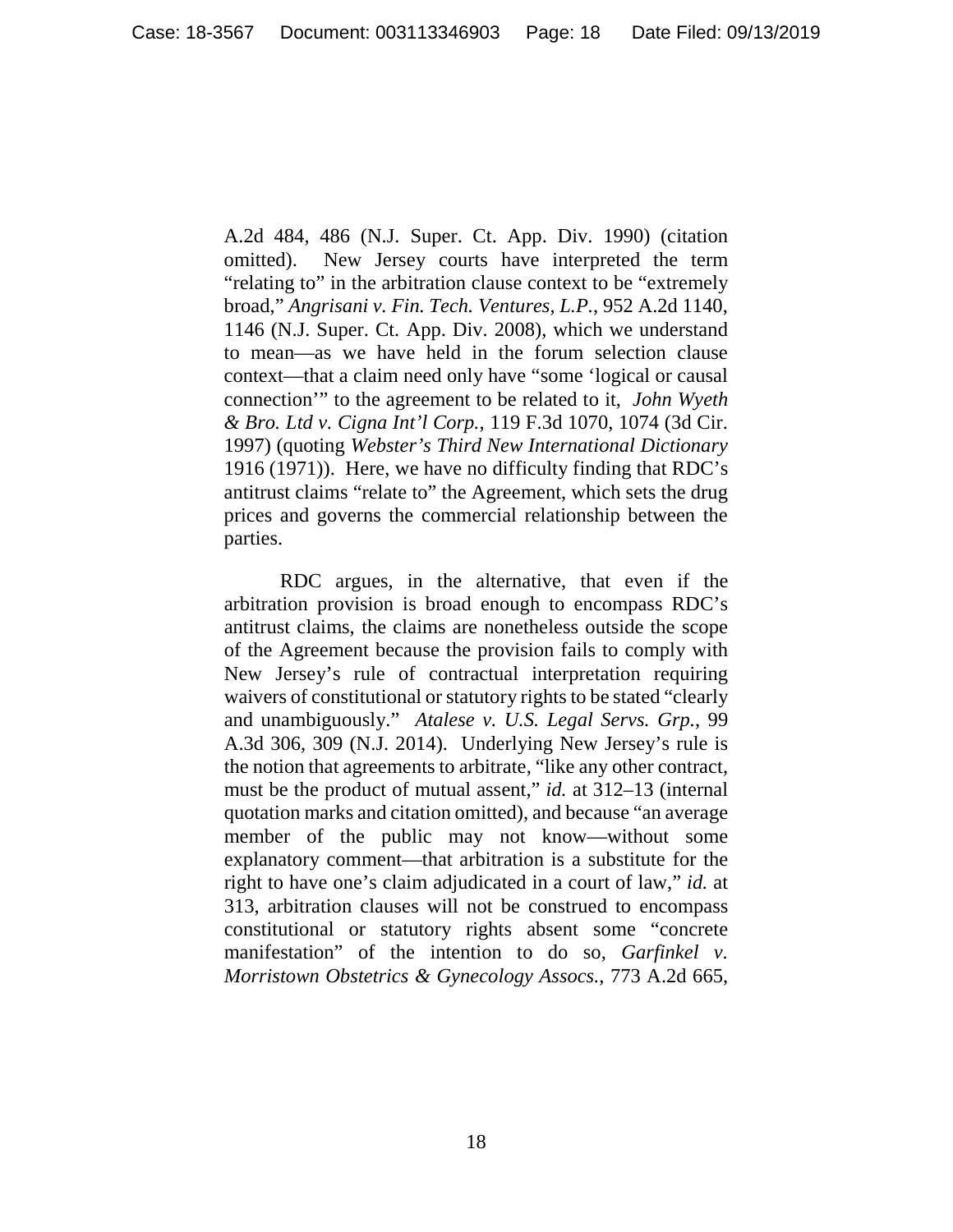A.2d 484, 486 (N.J. Super. Ct. App. Div. 1990) (citation omitted). New Jersey courts have interpreted the term "relating to" in the arbitration clause context to be "extremely broad," *Angrisani v. Fin. Tech. Ventures, L.P.*, 952 A.2d 1140, 1146 (N.J. Super. Ct. App. Div. 2008), which we understand to mean—as we have held in the forum selection clause context—that a claim need only have "some 'logical or causal connection'" to the agreement to be related to it, *John Wyeth & Bro. Ltd v. Cigna Int'l Corp.*, 119 F.3d 1070, 1074 (3d Cir. 1997) (quoting *Webster's Third New International Dictionary* 1916 (1971)). Here, we have no difficulty finding that RDC's antitrust claims "relate to" the Agreement, which sets the drug prices and governs the commercial relationship between the parties.

RDC argues, in the alternative, that even if the arbitration provision is broad enough to encompass RDC's antitrust claims, the claims are nonetheless outside the scope of the Agreement because the provision fails to comply with New Jersey's rule of contractual interpretation requiring waivers of constitutional or statutory rights to be stated "clearly and unambiguously." *Atalese v. U.S. Legal Servs. Grp.*, 99 A.3d 306, 309 (N.J. 2014). Underlying New Jersey's rule is the notion that agreements to arbitrate, "like any other contract, must be the product of mutual assent," *id.* at 312–13 (internal quotation marks and citation omitted), and because "an average member of the public may not know—without some explanatory comment—that arbitration is a substitute for the right to have one's claim adjudicated in a court of law," *id.* at 313, arbitration clauses will not be construed to encompass constitutional or statutory rights absent some "concrete manifestation" of the intention to do so, *Garfinkel v. Morristown Obstetrics & Gynecology Assocs.*, 773 A.2d 665,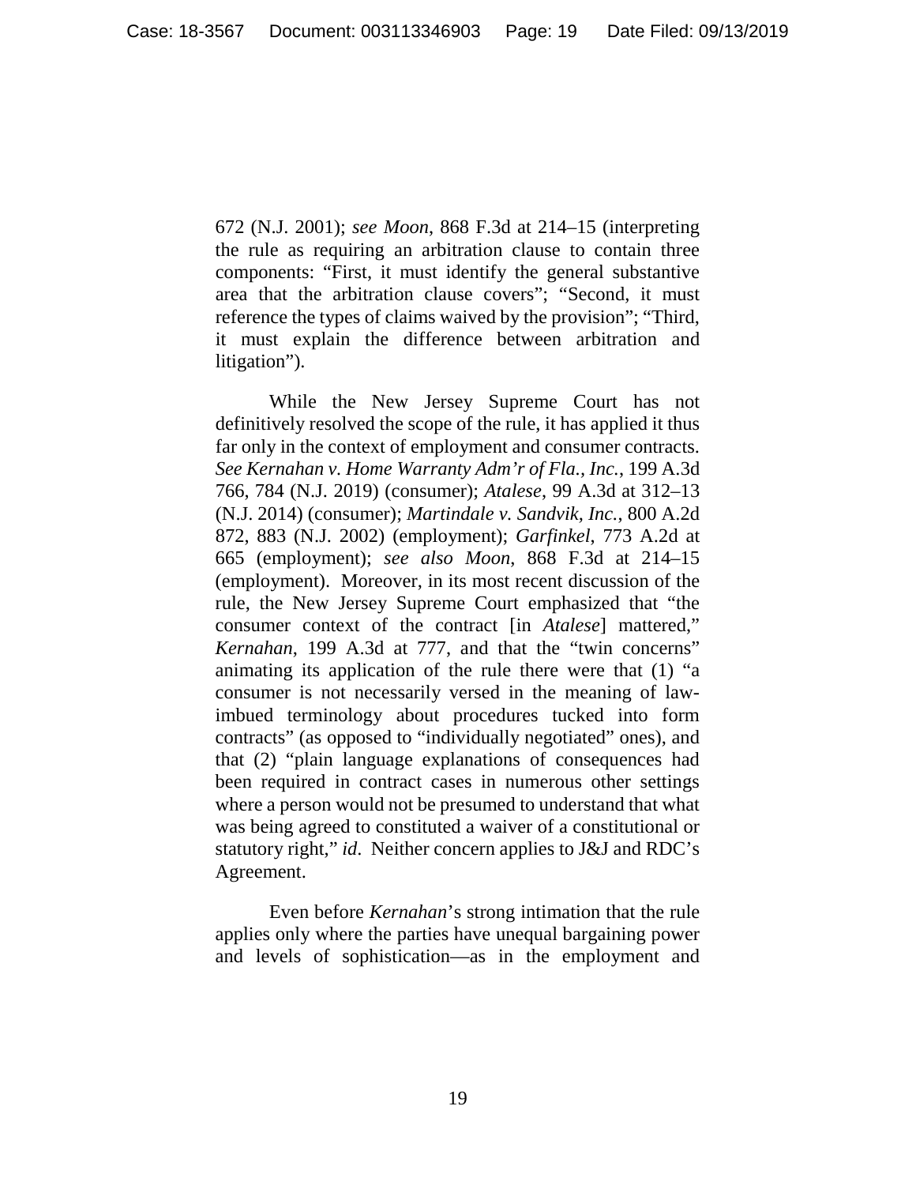672 (N.J. 2001); *see Moon*, 868 F.3d at 214–15 (interpreting the rule as requiring an arbitration clause to contain three components: "First, it must identify the general substantive area that the arbitration clause covers"; "Second, it must reference the types of claims waived by the provision"; "Third, it must explain the difference between arbitration and litigation").

While the New Jersey Supreme Court has not definitively resolved the scope of the rule, it has applied it thus far only in the context of employment and consumer contracts. *See Kernahan v. Home Warranty Adm'r of Fla., Inc.*, 199 A.3d 766, 784 (N.J. 2019) (consumer); *Atalese*, 99 A.3d at 312–13 (N.J. 2014) (consumer); *Martindale v. Sandvik, Inc.*, 800 A.2d 872, 883 (N.J. 2002) (employment); *Garfinkel*, 773 A.2d at 665 (employment); *see also Moon*, 868 F.3d at 214–15 (employment). Moreover, in its most recent discussion of the rule, the New Jersey Supreme Court emphasized that "the consumer context of the contract [in *Atalese*] mattered," *Kernahan*, 199 A.3d at 777, and that the "twin concerns" animating its application of the rule there were that (1) "a consumer is not necessarily versed in the meaning of law-imbued terminology about procedures tucked into form contracts" (as opposed to "individually negotiated" ones), and that (2) "plain language explanations of consequences had been required in contract cases in numerous other settings where a person would not be presumed to understand that what was being agreed to constituted a waiver of a constitutional or statutory right," *id*. Neither concern applies to J&J and RDC's Agreement.

Even before *Kernahan*'s strong intimation that the rule applies only where the parties have unequal bargaining power and levels of sophistication—as in the employment and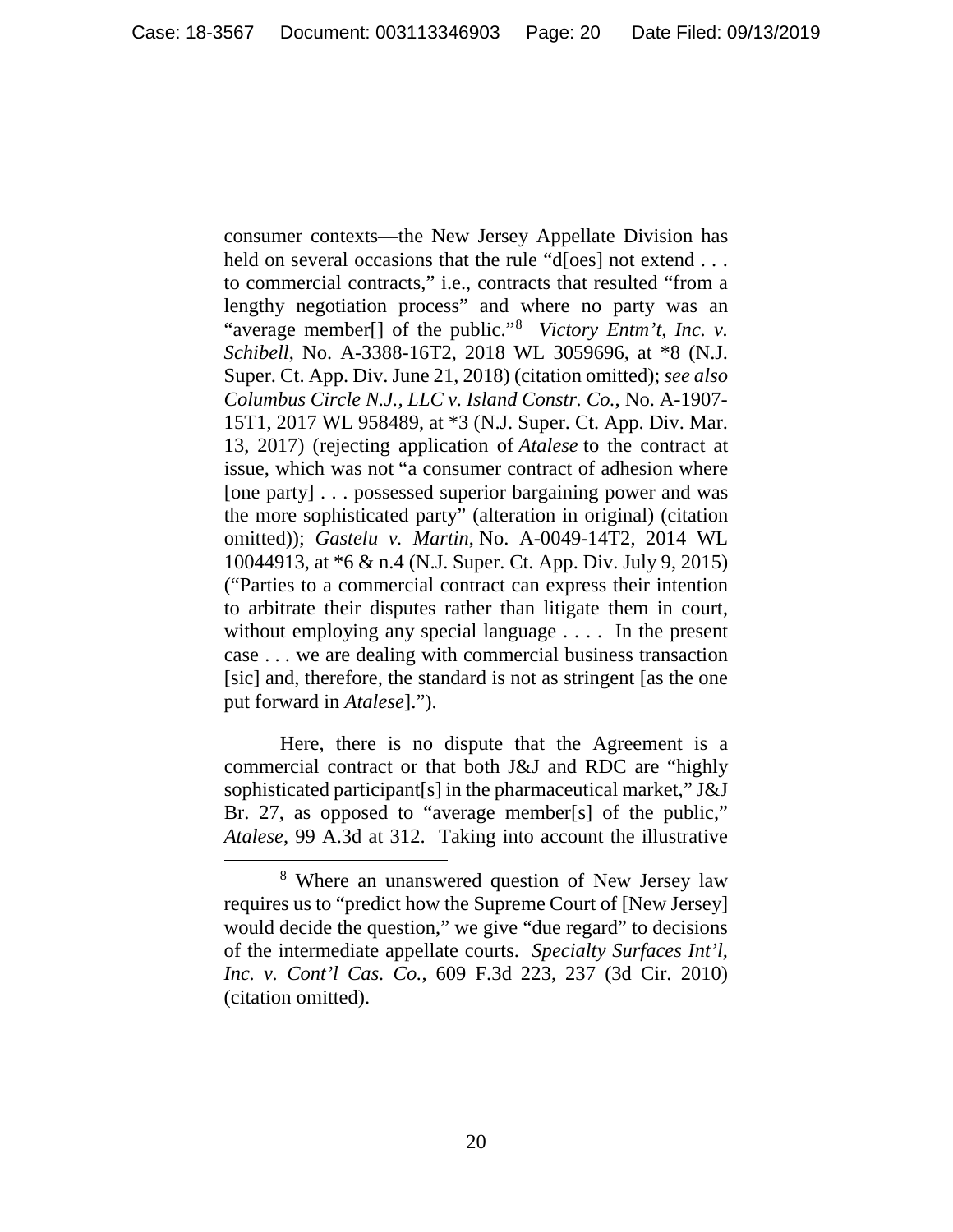consumer contexts—the New Jersey Appellate Division has held on several occasions that the rule "d[oes] not extend . . . to commercial contracts," i.e., contracts that resulted "from a lengthy negotiation process" and where no party was an "average member[] of the public."[8] *Victory Entm't, Inc. v. Schibell*, No. A-3388-16T2, 2018 WL 3059696, at *8 (N.J. Super. Ct. App. Div. June 21, 2018) (citation omitted); *see also Columbus Circle N.J., LLC v. Island Constr. Co.*, No. A-1907-15T1, 2017 WL 958489, at *3 (N.J. Super. Ct. App. Div. Mar. 13, 2017) (rejecting application of *Atalese* to the contract at issue, which was not "a consumer contract of adhesion where [one party] . . . possessed superior bargaining power and was the more sophisticated party" (alteration in original) (citation omitted)); *Gastelu v. Martin*, No. A-0049-14T2, 2014 WL 10044913, at *6 & n.4 (N.J. Super. Ct. App. Div. July 9, 2015) ("Parties to a commercial contract can express their intention to arbitrate their disputes rather than litigate them in court, without employing any special language . . . . In the present case . . . we are dealing with commercial business transaction [sic] and, therefore, the standard is not as stringent [as the one put forward in *Atalese*].").

Here, there is no dispute that the Agreement is a commercial contract or that both J&J and RDC are "highly sophisticated participant[s] in the pharmaceutical market," J&J Br. 27, as opposed to "average member[s] of the public," *Atalese*, 99 A.3d at 312. Taking into account the illustrative

[8] Where an unanswered question of New Jersey law requires us to "predict how the Supreme Court of [New Jersey] would decide the question," we give "due regard" to decisions of the intermediate appellate courts. *Specialty Surfaces Int'l, Inc. v. Cont'l Cas. Co.*, 609 F.3d 223, 237 (3d Cir. 2010) (citation omitted).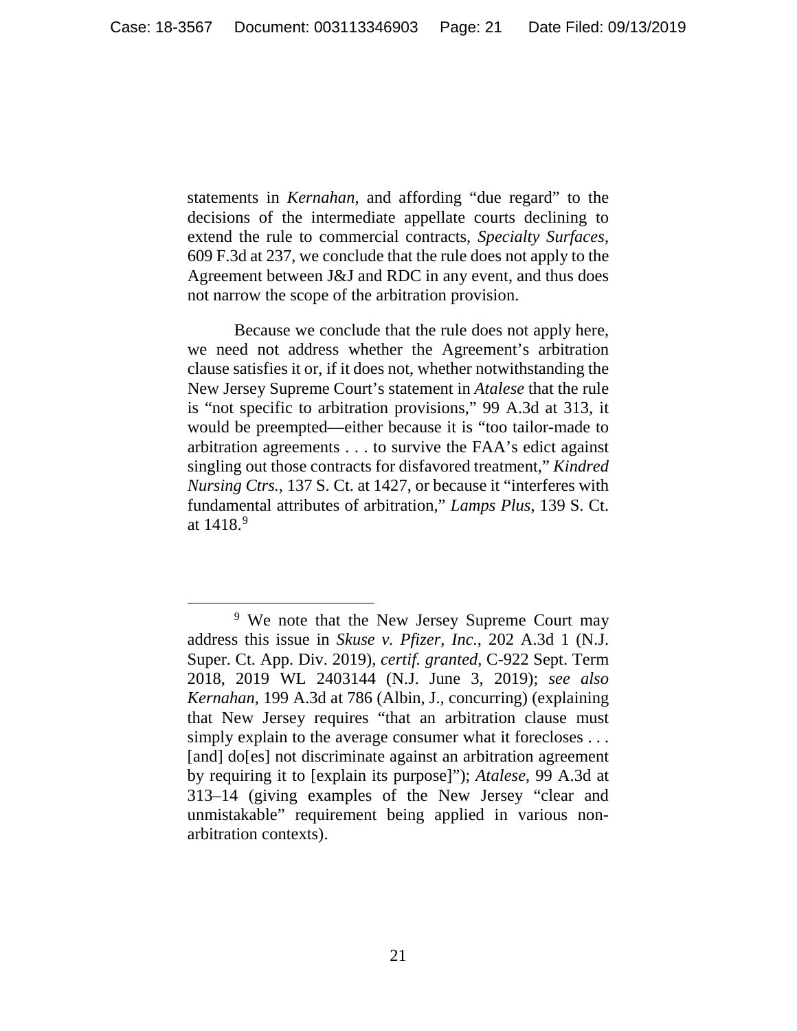statements in *Kernahan*, and affording "due regard" to the decisions of the intermediate appellate courts declining to extend the rule to commercial contracts, *Specialty Surfaces*, 609 F.3d at 237, we conclude that the rule does not apply to the Agreement between J&J and RDC in any event, and thus does not narrow the scope of the arbitration provision.

Because we conclude that the rule does not apply here, we need not address whether the Agreement's arbitration clause satisfies it or, if it does not, whether notwithstanding the New Jersey Supreme Court's statement in *Atalese* that the rule is "not specific to arbitration provisions," 99 A.3d at 313, it would be preempted—either because it is "too tailor-made to arbitration agreements . . . to survive the FAA's edict against singling out those contracts for disfavored treatment," *Kindred Nursing Ctrs.*, 137 S. Ct. at 1427, or because it "interferes with fundamental attributes of arbitration," *Lamps Plus*, 139 S. Ct. at 1418.[9]

---

[9] We note that the New Jersey Supreme Court may address this issue in *Skuse v. Pfizer, Inc.*, 202 A.3d 1 (N.J. Super. Ct. App. Div. 2019), *certif. granted*, C-922 Sept. Term 2018, 2019 WL 2403144 (N.J. June 3, 2019); *see also Kernahan*, 199 A.3d at 786 (Albin, J., concurring) (explaining that New Jersey requires "that an arbitration clause must simply explain to the average consumer what it forecloses . . . [and] do[es] not discriminate against an arbitration agreement by requiring it to [explain its purpose]"); *Atalese*, 99 A.3d at 313–14 (giving examples of the New Jersey "clear and unmistakable" requirement being applied in various non-arbitration contexts).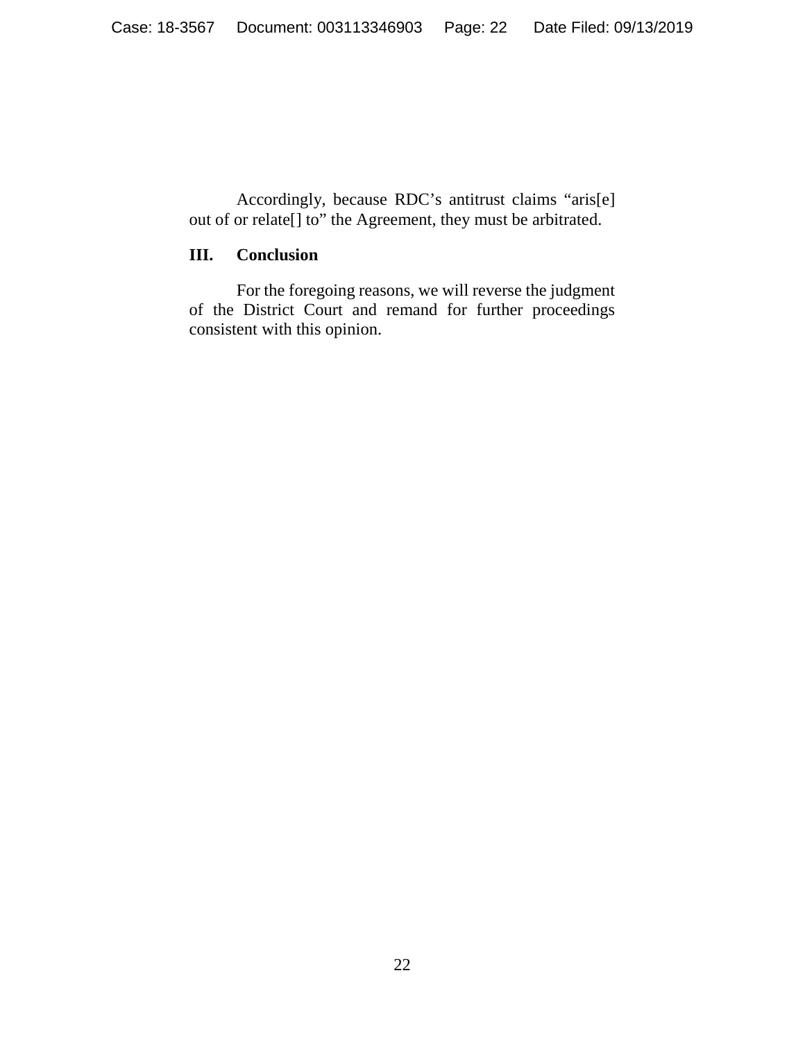Accordingly, because RDC's antitrust claims "aris[e] out of or relate[] to" the Agreement, they must be arbitrated.

## III. Conclusion

For the foregoing reasons, we will reverse the judgment of the District Court and remand for further proceedings consistent with this opinion.